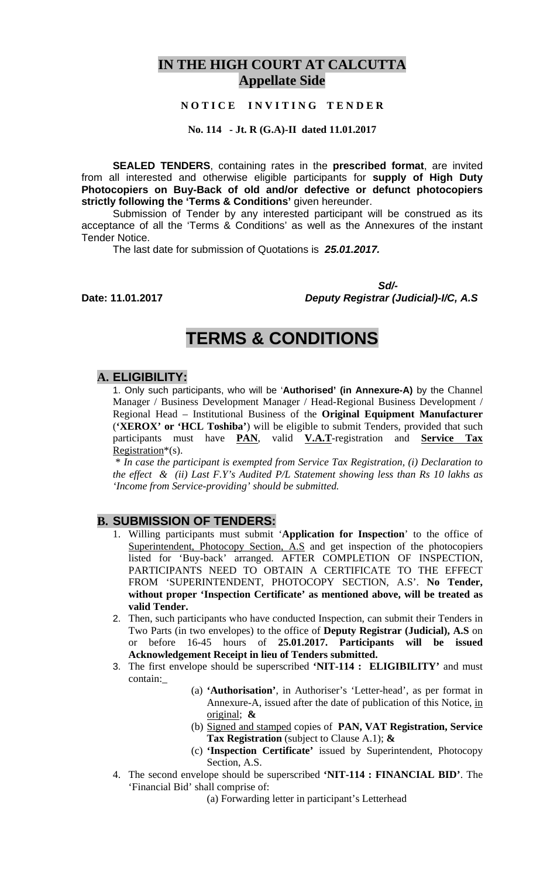# IN THE HIGH COURT AT CALCUTTA
## Appellate Side

**NOTICE INVITING TENDER**

**No. 114 - Jt. R (G.A)-II dated 11.01.2017**

**SEALED TENDERS**, containing rates in the **prescribed format**, are invited from all interested and otherwise eligible participants for **supply of High Duty Photocopiers on Buy-Back of old and/or defective or defunct photocopiers strictly following the 'Terms & Conditions'** given hereunder.

Submission of Tender by any interested participant will be construed as its acceptance of all the 'Terms & Conditions' as well as the Annexures of the instant Tender Notice.

The last date for submission of Quotations is ***25.01.2017.***

***Sd/-***

**Date: 11.01.2017** ***Deputy Registrar (Judicial)-I/C, A.S***

# TERMS & CONDITIONS

## A. ELIGIBILITY:

1. Only such participants, who will be '**Authorised' (in Annexure-A)** by the Channel Manager / Business Development Manager / Head-Regional Business Development / Regional Head – Institutional Business of the **Original Equipment Manufacturer** (**'XEROX' or 'HCL Toshiba'**) will be eligible to submit Tenders, provided that such participants must have **PAN**, valid **V.A.T**-registration and **Service Tax** Registration*(s).

*\* In case the participant is exempted from Service Tax Registration, (i) Declaration to the effect & (ii) Last F.Y's Audited P/L Statement showing less than Rs 10 lakhs as 'Income from Service-providing' should be submitted.*

## B. SUBMISSION OF TENDERS:

1. Willing participants must submit '**Application for Inspection**' to the office of Superintendent, Photocopy Section, A.S and get inspection of the photocopiers listed for 'Buy-back' arranged. AFTER COMPLETION OF INSPECTION, PARTICIPANTS NEED TO OBTAIN A CERTIFICATE TO THE EFFECT FROM 'SUPERINTENDENT, PHOTOCOPY SECTION, A.S'. **No Tender, without proper 'Inspection Certificate' as mentioned above, will be treated as valid Tender.**
2. Then, such participants who have conducted Inspection, can submit their Tenders in Two Parts (in two envelopes) to the office of **Deputy Registrar (Judicial), A.S** on or before 16-45 hours of **25.01.2017. Participants will be issued Acknowledgement Receipt in lieu of Tenders submitted.**
3. The first envelope should be superscribed **'NIT-114 : ELIGIBILITY'** and must contain:_
   - (a) **'Authorisation'**, in Authoriser's 'Letter-head', as per format in Annexure-A, issued after the date of publication of this Notice, in original; **&**
   - (b) Signed and stamped copies of **PAN, VAT Registration, Service Tax Registration** (subject to Clause A.1); **&**
   - (c) **'Inspection Certificate'** issued by Superintendent, Photocopy Section, A.S.
4. The second envelope should be superscribed **'NIT-114 : FINANCIAL BID'**. The 'Financial Bid' shall comprise of:
   - (a) Forwarding letter in participant's Letterhead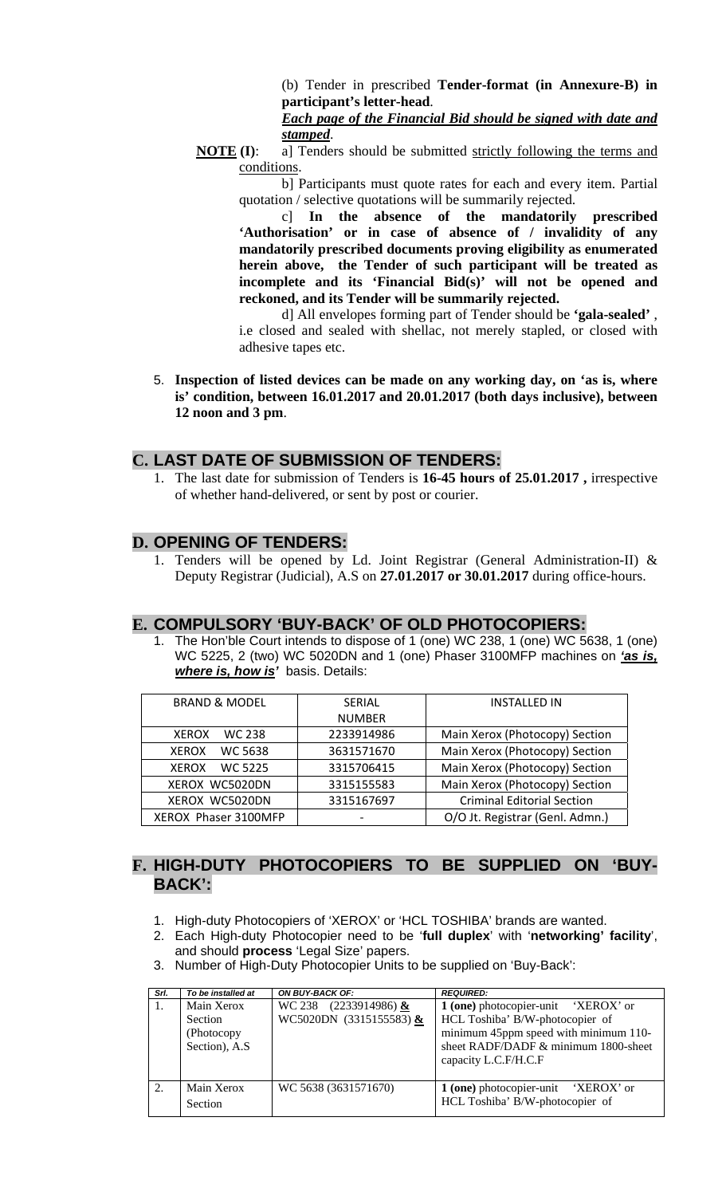(b) Tender in prescribed **Tender-format (in Annexure-B) in participant's letter-head**.

***Each page of the Financial Bid should be signed with date and stamped***.

**NOTE (I)**: a] Tenders should be submitted strictly following the terms and conditions.

b] Participants must quote rates for each and every item. Partial quotation / selective quotations will be summarily rejected.

c] **In the absence of the mandatorily prescribed 'Authorisation' or in case of absence of / invalidity of any mandatorily prescribed documents proving eligibility as enumerated herein above, the Tender of such participant will be treated as incomplete and its 'Financial Bid(s)' will not be opened and reckoned, and its Tender will be summarily rejected.**

d] All envelopes forming part of Tender should be **'gala-sealed'** , i.e closed and sealed with shellac, not merely stapled, or closed with adhesive tapes etc.

5. **Inspection of listed devices can be made on any working day, on 'as is, where is' condition, between 16.01.2017 and 20.01.2017 (both days inclusive), between 12 noon and 3 pm**.

## C. LAST DATE OF SUBMISSION OF TENDERS:

1. The last date for submission of Tenders is **16-45 hours of 25.01.2017 ,** irrespective of whether hand-delivered, or sent by post or courier.

## D. OPENING OF TENDERS:

1. Tenders will be opened by Ld. Joint Registrar (General Administration-II) & Deputy Registrar (Judicial), A.S on **27.01.2017 or 30.01.2017** during office-hours.

## E. COMPULSORY 'BUY-BACK' OF OLD PHOTOCOPIERS:

1. The Hon'ble Court intends to dispose of 1 (one) WC 238, 1 (one) WC 5638, 1 (one) WC 5225, 2 (two) WC 5020DN and 1 (one) Phaser 3100MFP machines on ***'as is, where is, how is'*** basis. Details:

| BRAND & MODEL | SERIAL NUMBER | INSTALLED IN |
|---|---|---|
| XEROX WC 238 | 2233914986 | Main Xerox (Photocopy) Section |
| XEROX WC 5638 | 3631571670 | Main Xerox (Photocopy) Section |
| XEROX WC 5225 | 3315706415 | Main Xerox (Photocopy) Section |
| XEROX WC5020DN | 3315155583 | Main Xerox (Photocopy) Section |
| XEROX WC5020DN | 3315167697 | Criminal Editorial Section |
| XEROX Phaser 3100MFP | - | O/O Jt. Registrar (Genl. Admn.) |

## F. HIGH-DUTY PHOTOCOPIERS TO BE SUPPLIED ON 'BUY-BACK':

1. High-duty Photocopiers of 'XEROX' or 'HCL TOSHIBA' brands are wanted.
2. Each High-duty Photocopier need to be '**full duplex**' with '**networking' facility**', and should **process** 'Legal Size' papers.
3. Number of High-Duty Photocopier Units to be supplied on 'Buy-Back':

| *Srl.* | *To be installed at* | *ON BUY-BACK OF:* | *REQUIRED:* |
|---|---|---|---|
| 1. | Main Xerox Section (Photocopy Section), A.S | WC 238 (2233914986) **&** WC5020DN (3315155583) **&** | **1 (one)** photocopier-unit 'XEROX' or HCL Toshiba' B/W-photocopier of minimum 45ppm speed with minimum 110-sheet RADF/DADF & minimum 1800-sheet capacity L.C.F/H.C.F |
| 2. | Main Xerox Section | WC 5638 (3631571670) | **1 (one)** photocopier-unit 'XEROX' or HCL Toshiba' B/W-photocopier of |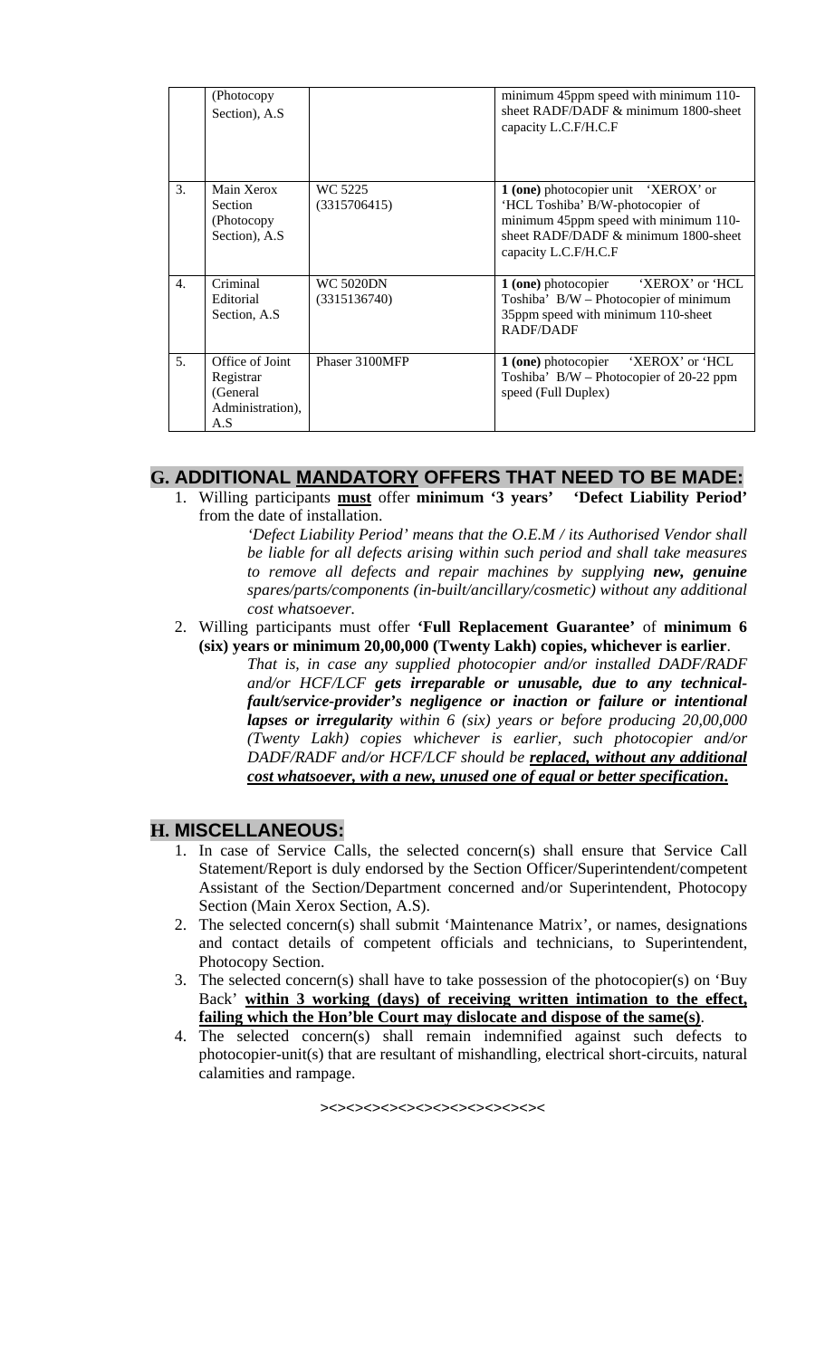|  | (Photocopy Section), A.S |  | minimum 45ppm speed with minimum 110-sheet RADF/DADF & minimum 1800-sheet capacity L.C.F/H.C.F |
|---|---|---|---|
| 3. | Main Xerox Section (Photocopy Section), A.S | WC 5225 (3315706415) | **1 (one)** photocopier unit 'XEROX' or 'HCL Toshiba' B/W-photocopier of minimum 45ppm speed with minimum 110-sheet RADF/DADF & minimum 1800-sheet capacity L.C.F/H.C.F |
| 4. | Criminal Editorial Section, A.S | WC 5020DN (3315136740) | **1 (one)** photocopier 'XEROX' or 'HCL Toshiba' B/W – Photocopier of minimum 35ppm speed with minimum 110-sheet RADF/DADF |
| 5. | Office of Joint Registrar (General Administration), A.S | Phaser 3100MFP | **1 (one)** photocopier 'XEROX' or 'HCL Toshiba' B/W – Photocopier of 20-22 ppm speed (Full Duplex) |

## G. ADDITIONAL MANDATORY OFFERS THAT NEED TO BE MADE:

1. Willing participants **must** offer **minimum '3 years' 'Defect Liability Period'** from the date of installation.

   *'Defect Liability Period' means that the O.E.M / its Authorised Vendor shall be liable for all defects arising within such period and shall take measures to remove all defects and repair machines by supplying **new, genuine** spares/parts/components (in-built/ancillary/cosmetic) without any additional cost whatsoever.*

2. Willing participants must offer **'Full Replacement Guarantee'** of **minimum 6 (six) years or minimum 20,00,000 (Twenty Lakh) copies, whichever is earlier**.

   *That is, in case any supplied photocopier and/or installed DADF/RADF and/or HCF/LCF **gets irreparable or unusable, due to any technical-fault/service-provider's negligence or inaction or failure or intentional lapses or irregularity** within 6 (six) years or before producing 20,00,000 (Twenty Lakh) copies whichever is earlier, such photocopier and/or DADF/RADF and/or HCF/LCF should be **replaced, without any additional cost whatsoever, with a new, unused one of equal or better specification.***

## H. MISCELLANEOUS:

1. In case of Service Calls, the selected concern(s) shall ensure that Service Call Statement/Report is duly endorsed by the Section Officer/Superintendent/competent Assistant of the Section/Department concerned and/or Superintendent, Photocopy Section (Main Xerox Section, A.S).
2. The selected concern(s) shall submit 'Maintenance Matrix', or names, designations and contact details of competent officials and technicians, to Superintendent, Photocopy Section.
3. The selected concern(s) shall have to take possession of the photocopier(s) on 'Buy Back' **within 3 working (days) of receiving written intimation to the effect, failing which the Hon'ble Court may dislocate and dispose of the same(s)**.
4. The selected concern(s) shall remain indemnified against such defects to photocopier-unit(s) that are resultant of mishandling, electrical short-circuits, natural calamities and rampage.

><><><><><><><><><><><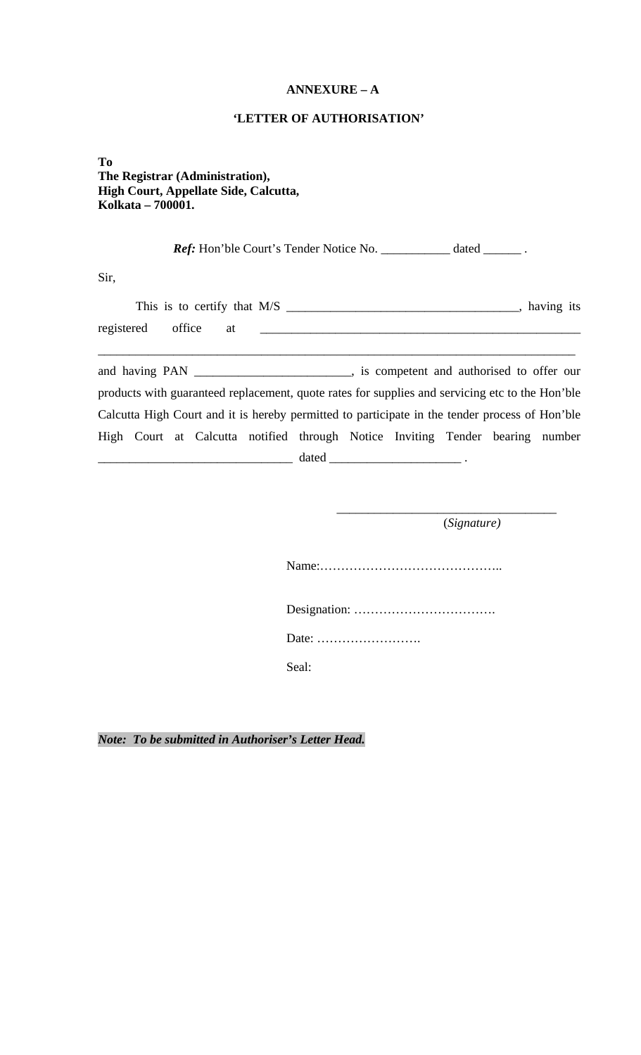**ANNEXURE – A**

**'LETTER OF AUTHORISATION'**

**To**
**The Registrar (Administration),**
**High Court, Appellate Side, Calcutta,**
**Kolkata – 700001.**

***Ref:*** Hon'ble Court's Tender Notice No. ___________ dated ______ .

Sir,

This is to certify that M/S ____________________________________, having its registered office at ____________________________________________________
_____________________________________________________________________________ and having PAN ________________________, is competent and authorised to offer our products with guaranteed replacement, quote rates for supplies and servicing etc to the Hon'ble Calcutta High Court and it is hereby permitted to participate in the tender process of Hon'ble High Court at Calcutta notified through Notice Inviting Tender bearing number ______________________________ dated ____________________ .

__________________________________
(*Signature)*

Name:……………………………………..

Designation: …………………………….

Date: …………………….

Seal:

***Note: To be submitted in Authoriser's Letter Head.***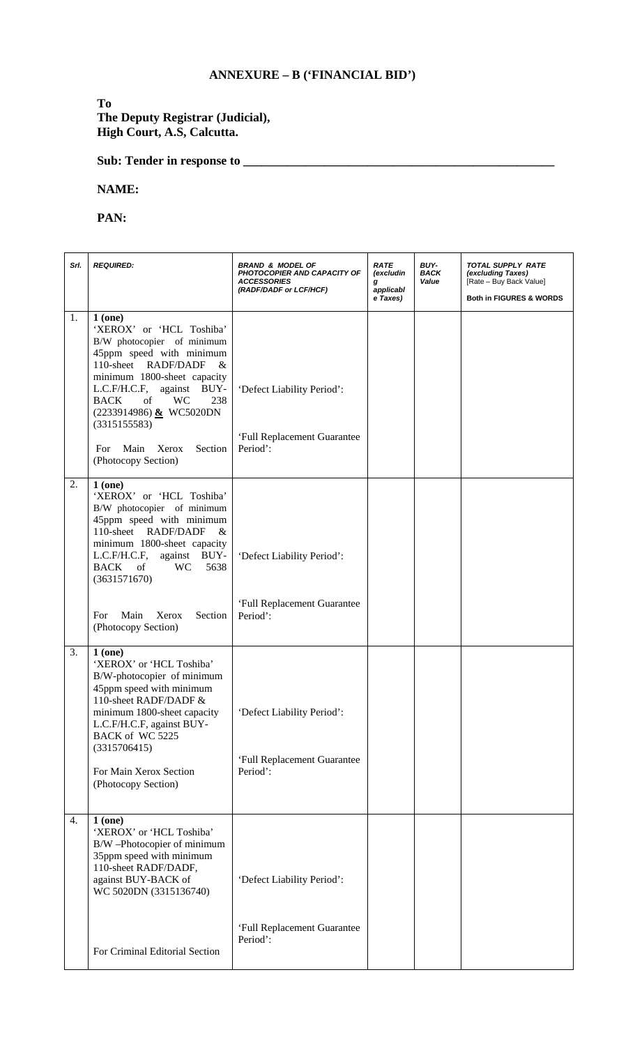## ANNEXURE – B ('FINANCIAL BID')

**To**
**The Deputy Registrar (Judicial),**
**High Court, A.S, Calcutta.**

**Sub: Tender in response to \_\_\_\_\_\_\_\_\_\_\_\_\_\_\_\_\_\_\_\_\_\_\_\_\_\_\_\_\_\_\_\_\_\_\_\_\_\_\_\_\_\_\_\_\_\_\_\_**

**NAME:**

**PAN:**

| Srl. | REQUIRED: | BRAND & MODEL OF PHOTOCOPIER AND CAPACITY OF ACCESSORIES (RADF/DADF or LCF/HCF) | RATE (excluding applicable Taxes) | BUY-BACK Value | TOTAL SUPPLY RATE (excluding Taxes) [Rate – Buy Back Value] Both in FIGURES & WORDS |
|---|---|---|---|---|---|
| 1. | **1 (one)** 'XEROX' or 'HCL Toshiba' B/W photocopier of minimum 45ppm speed with minimum 110-sheet RADF/DADF & minimum 1800-sheet capacity L.C.F/H.C.F, against BUY-BACK of WC 238 (2233914986) **&** WC5020DN (3315155583)<br><br>For Main Xerox Section (Photocopy Section) | 'Defect Liability Period':<br><br>'Full Replacement Guarantee Period': | | | |
| 2. | **1 (one)** 'XEROX' or 'HCL Toshiba' B/W photocopier of minimum 45ppm speed with minimum 110-sheet RADF/DADF & minimum 1800-sheet capacity L.C.F/H.C.F, against BUY-BACK of WC 5638 (3631571670)<br><br>For Main Xerox Section (Photocopy Section) | 'Defect Liability Period':<br><br>'Full Replacement Guarantee Period': | | | |
| 3. | **1 (one)** 'XEROX' or 'HCL Toshiba' B/W-photocopier of minimum 45ppm speed with minimum 110-sheet RADF/DADF & minimum 1800-sheet capacity L.C.F/H.C.F, against BUY-BACK of WC 5225 (3315706415)<br><br>For Main Xerox Section (Photocopy Section) | 'Defect Liability Period':<br><br>'Full Replacement Guarantee Period': | | | |
| 4. | **1 (one)** 'XEROX' or 'HCL Toshiba' B/W –Photocopier of minimum 35ppm speed with minimum 110-sheet RADF/DADF, against BUY-BACK of WC 5020DN (3315136740)<br><br>For Criminal Editorial Section | 'Defect Liability Period':<br><br>'Full Replacement Guarantee Period': | | | |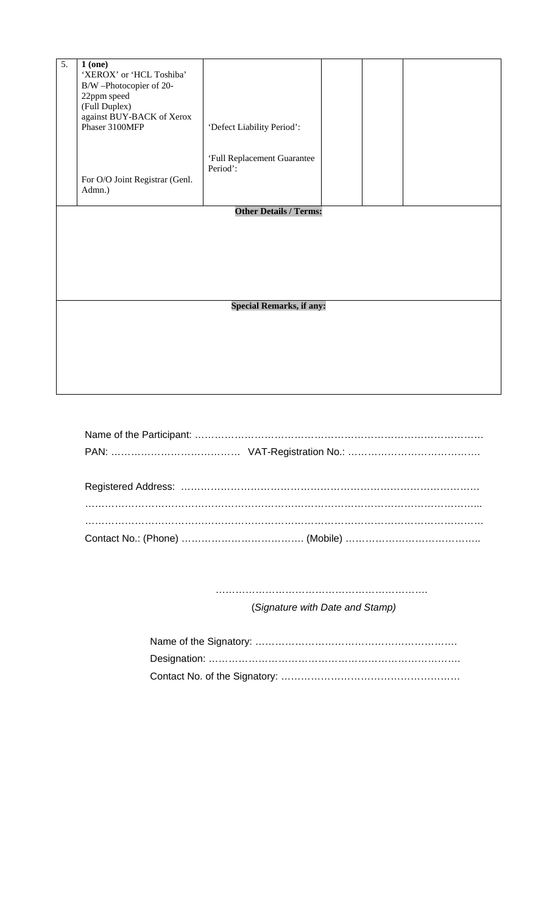| | | | | | |
|---|---|---|---|---|---|
| 5. | **1 (one)**<br>'XEROX' or 'HCL Toshiba' B/W –Photocopier of 20-22ppm speed (Full Duplex) against BUY-BACK of Xerox Phaser 3100MFP<br><br>For O/O Joint Registrar (Genl. Admn.) | 'Defect Liability Period':<br><br>'Full Replacement Guarantee Period': | | | |
| **Other Details / Terms:** | | | | | |
| **Special Remarks, if any:** | | | | | |

Name of the Participant: …………………………………………………………………………….

PAN: ………………………………… VAT-Registration No.: ………………………………….

Registered Address: ………………………………………………………………………………

……………………………………………………………………………………………………...

…………………………………………………………………………………………………….

Contact No.: (Phone) ………………………………. (Mobile) …………………………………..

……………………………………………………….

(*Signature with Date and Stamp)*

Name of the Signatory: ……………………………………………………

Designation: …………………………………………………………………

Contact No. of the Signatory: ………………………………………………